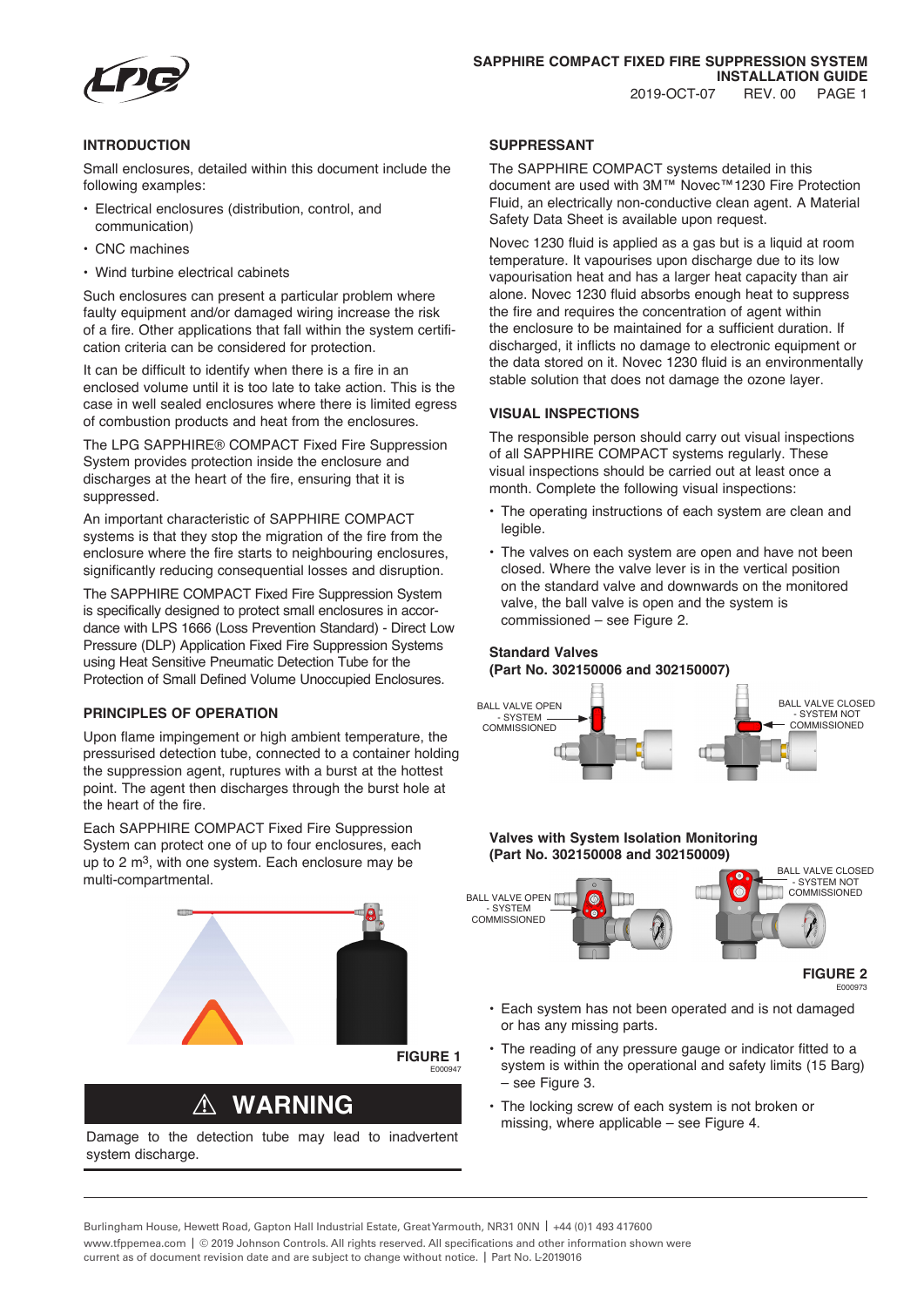## INTRODUCTION

Small enclosures, detailed within this document include the following examples:

- Electrical enclosures (distribution, control, and communication)
- CNC machines
- Wind turbine electrical cabinets

Such enclosures can present a particular problem where faulty equipment and/or damaged wiring increase the risk of a fire. Other applications that fall within the system certification criteria can be considered for protection.

It can be difficult to identify when there is a fire in an enclosed volume until it is too late to take action. This is the case in well sealed enclosures where there is limited egress of combustion products and heat from the enclosures.

The LPG SAPPHIRE® COMPACT Fixed Fire Suppression System provides protection inside the enclosure and discharges at the heart of the fire, ensuring that it is suppressed.

An important characteristic of SAPPHIRE COMPACT systems is that they stop the migration of the fire from the enclosure where the fire starts to neighbouring enclosures, significantly reducing consequential losses and disruption.

The SAPPHIRE COMPACT Fixed Fire Suppression System is specifically designed to protect small enclosures in accordance with LPS 1666 (Loss Prevention Standard) - Direct Low Pressure (DLP) Application Fixed Fire Suppression Systems using Heat Sensitive Pneumatic Detection Tube for the Protection of Small Defined Volume Unoccupied Enclosures.

## PRINCIPLES OF OPERATION

Upon flame impingement or high ambient temperature, the pressurised detection tube, connected to a container holding the suppression agent, ruptures with a burst at the hottest point. The agent then discharges through the burst hole at the heart of the fire.

Each SAPPHIRE COMPACT Fixed Fire Suppression System can protect one of up to four enclosures, each up to 2 $m^3$, with one system. Each enclosure may be multi-compartmental.

**FIGURE 1**
E000947

## ⚠ WARNING

Damage to the detection tube may lead to inadvertent system discharge.

## SUPPRESSANT

The SAPPHIRE COMPACT systems detailed in this document are used with 3M™ Novec™1230 Fire Protection Fluid, an electrically non-conductive clean agent. A Material Safety Data Sheet is available upon request.

Novec 1230 fluid is applied as a gas but is a liquid at room temperature. It vapourises upon discharge due to its low vapourisation heat and has a larger heat capacity than air alone. Novec 1230 fluid absorbs enough heat to suppress the fire and requires the concentration of agent within the enclosure to be maintained for a sufficient duration. If discharged, it inflicts no damage to electronic equipment or the data stored on it. Novec 1230 fluid is an environmentally stable solution that does not damage the ozone layer.

## VISUAL INSPECTIONS

The responsible person should carry out visual inspections of all SAPPHIRE COMPACT systems regularly. These visual inspections should be carried out at least once a month. Complete the following visual inspections:

- The operating instructions of each system are clean and legible.
- The valves on each system are open and have not been closed. Where the valve lever is in the vertical position on the standard valve and downwards on the monitored valve, the ball valve is open and the system is commissioned – see Figure 2.

**Standard Valves**
**(Part No. 302150006 and 302150007)**

BALL VALVE OPEN - SYSTEM COMMISSIONED

BALL VALVE CLOSED - SYSTEM NOT COMMISSIONED

**Valves with System Isolation Monitoring**
**(Part No. 302150008 and 302150009)**

BALL VALVE OPEN - SYSTEM COMMISSIONED

BALL VALVE CLOSED - SYSTEM NOT COMMISSIONED

**FIGURE 2**
E000973

- Each system has not been operated and is not damaged or has any missing parts.
- The reading of any pressure gauge or indicator fitted to a system is within the operational and safety limits (15 Barg) – see Figure 3.
- The locking screw of each system is not broken or missing, where applicable – see Figure 4.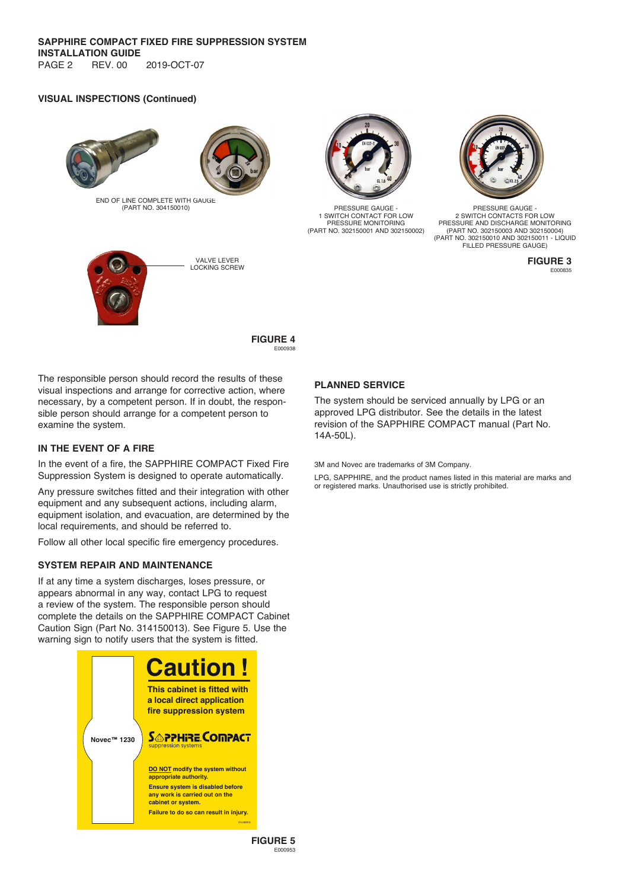## VISUAL INSPECTIONS (Continued)

END OF LINE COMPLETE WITH GAUGE
(PART NO. 304150010)

PRESSURE GAUGE -
1 SWITCH CONTACT FOR LOW
PRESSURE MONITORING
(PART NO. 302150001 AND 302150002)

PRESSURE GAUGE -
2 SWITCH CONTACTS FOR LOW
PRESSURE AND DISCHARGE MONITORING
(PART NO. 302150003 AND 302150004)
(PART NO. 302150010 AND 302150011 - LIQUID
FILLED PRESSURE GAUGE)

**FIGURE 3**
E000835

VALVE LEVER
LOCKING SCREW

**FIGURE 4**
E000938

The responsible person should record the results of these visual inspections and arrange for corrective action, where necessary, by a competent person. If in doubt, the responsible person should arrange for a competent person to examine the system.

### IN THE EVENT OF A FIRE

In the event of a fire, the SAPPHIRE COMPACT Fixed Fire Suppression System is designed to operate automatically.

Any pressure switches fitted and their integration with other equipment and any subsequent actions, including alarm, equipment isolation, and evacuation, are determined by the local requirements, and should be referred to.

Follow all other local specific fire emergency procedures.

### SYSTEM REPAIR AND MAINTENANCE

If at any time a system discharges, loses pressure, or appears abnormal in any way, contact LPG to request a review of the system. The responsible person should complete the details on the SAPPHIRE COMPACT Cabinet Caution Sign (Part No. 314150013). See Figure 5. Use the warning sign to notify users that the system is fitted.

**Caution !**

**This cabinet is fitted with a local direct application fire suppression system**

Novec™ 1230

SAPPHIRE COMPACT
suppression systems

**DO NOT modify the system without appropriate authority.**

**Ensure system is disabled before any work is carried out on the cabinet or system.**

**Failure to do so can result in injury.**

**FIGURE 5**
E000953

### PLANNED SERVICE

The system should be serviced annually by LPG or an approved LPG distributor. See the details in the latest revision of the SAPPHIRE COMPACT manual (Part No. 14A-50L).

3M and Novec are trademarks of 3M Company.

LPG, SAPPHIRE, and the product names listed in this material are marks and or registered marks. Unauthorised use is strictly prohibited.